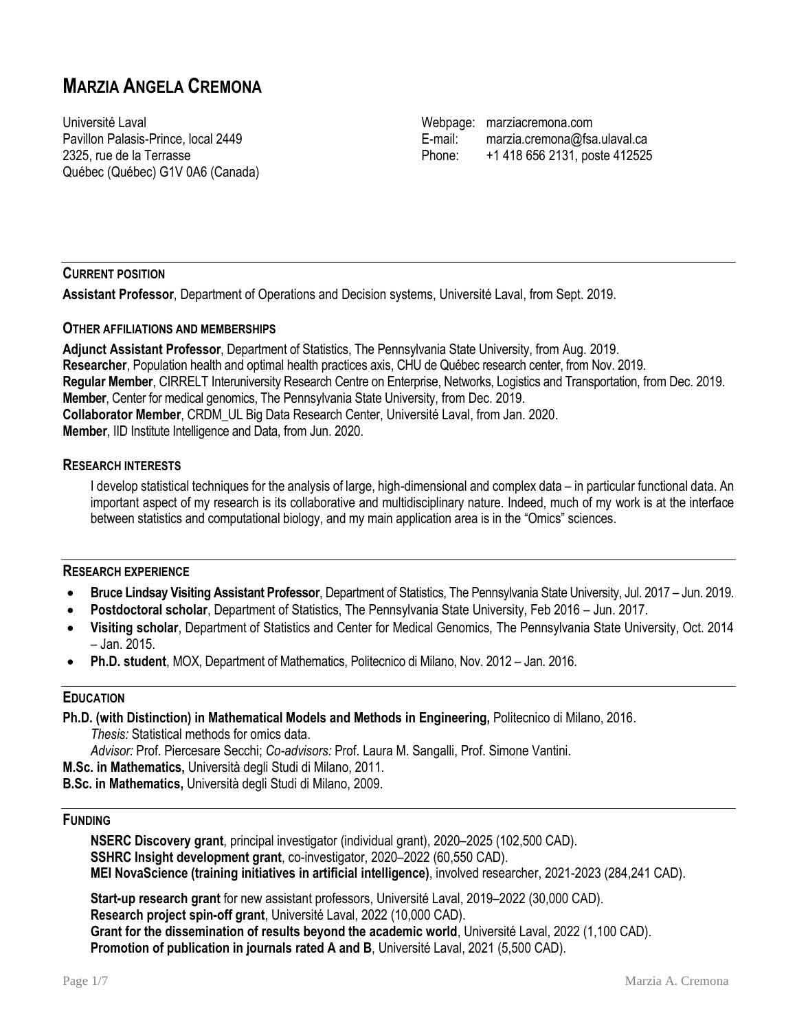# MARZIA ANGELA CREMONA

Université Laval
Pavillon Palasis-Prince, local 2449
2325, rue de la Terrasse
Québec (Québec) G1V 0A6 (Canada)

Webpage: marziacremona.com
E-mail: marzia.cremona@fsa.ulaval.ca
Phone: +1 418 656 2131, poste 412525

## CURRENT POSITION

**Assistant Professor**, Department of Operations and Decision systems, Université Laval, from Sept. 2019.

## OTHER AFFILIATIONS AND MEMBERSHIPS

**Adjunct Assistant Professor**, Department of Statistics, The Pennsylvania State University, from Aug. 2019.
**Researcher**, Population health and optimal health practices axis, CHU de Québec research center, from Nov. 2019.
**Regular Member**, CIRRELT Interuniversity Research Centre on Enterprise, Networks, Logistics and Transportation, from Dec. 2019.
**Member**, Center for medical genomics, The Pennsylvania State University, from Dec. 2019.
**Collaborator Member**, CRDM_UL Big Data Research Center, Université Laval, from Jan. 2020.
**Member**, IID Institute Intelligence and Data, from Jun. 2020.

## RESEARCH INTERESTS

I develop statistical techniques for the analysis of large, high-dimensional and complex data – in particular functional data. An important aspect of my research is its collaborative and multidisciplinary nature. Indeed, much of my work is at the interface between statistics and computational biology, and my main application area is in the "Omics" sciences.

## RESEARCH EXPERIENCE

- **Bruce Lindsay Visiting Assistant Professor**, Department of Statistics, The Pennsylvania State University, Jul. 2017 – Jun. 2019.
- **Postdoctoral scholar**, Department of Statistics, The Pennsylvania State University, Feb 2016 – Jun. 2017.
- **Visiting scholar**, Department of Statistics and Center for Medical Genomics, The Pennsylvania State University, Oct. 2014 – Jan. 2015.
- **Ph.D. student**, MOX, Department of Mathematics, Politecnico di Milano, Nov. 2012 – Jan. 2016.

## EDUCATION

**Ph.D. (with Distinction) in Mathematical Models and Methods in Engineering,** Politecnico di Milano, 2016.
*Thesis:* Statistical methods for omics data.
*Advisor:* Prof. Piercesare Secchi; *Co-advisors:* Prof. Laura M. Sangalli, Prof. Simone Vantini.
**M.Sc. in Mathematics,** Università degli Studi di Milano, 2011.
**B.Sc. in Mathematics,** Università degli Studi di Milano, 2009.

## FUNDING

**NSERC Discovery grant**, principal investigator (individual grant), 2020–2025 (102,500 CAD).
**SSHRC Insight development grant**, co-investigator, 2020–2022 (60,550 CAD).
**MEI NovaScience (training initiatives in artificial intelligence)**, involved researcher, 2021-2023 (284,241 CAD).

**Start-up research grant** for new assistant professors, Université Laval, 2019–2022 (30,000 CAD).
**Research project spin-off grant**, Université Laval, 2022 (10,000 CAD).
**Grant for the dissemination of results beyond the academic world**, Université Laval, 2022 (1,100 CAD).
**Promotion of publication in journals rated A and B**, Université Laval, 2021 (5,500 CAD).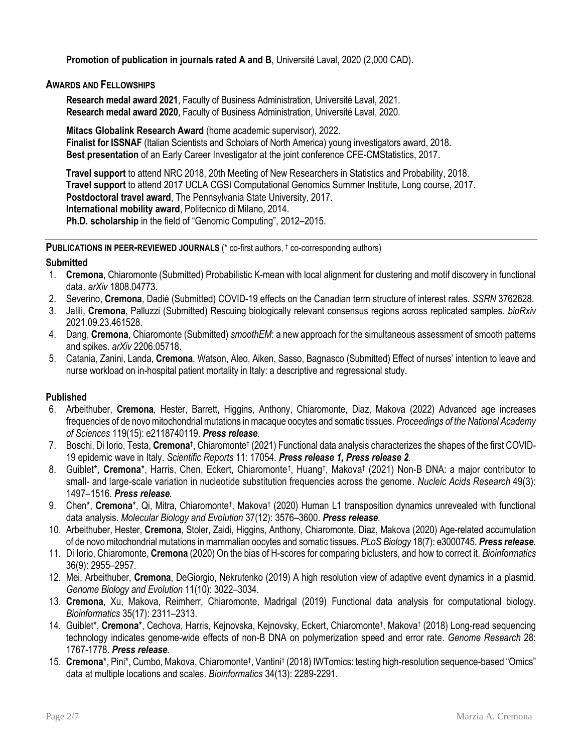**Promotion of publication in journals rated A and B**, Université Laval, 2020 (2,000 CAD).

## AWARDS AND FELLOWSHIPS

**Research medal award 2021**, Faculty of Business Administration, Université Laval, 2021.
**Research medal award 2020**, Faculty of Business Administration, Université Laval, 2020.

**Mitacs Globalink Research Award** (home academic supervisor), 2022.
**Finalist for ISSNAF** (Italian Scientists and Scholars of North America) young investigators award, 2018.
**Best presentation** of an Early Career Investigator at the joint conference CFE-CMStatistics, 2017.

**Travel support** to attend NRC 2018, 20th Meeting of New Researchers in Statistics and Probability, 2018.
**Travel support** to attend 2017 UCLA CGSI Computational Genomics Summer Institute, Long course, 2017.
**Postdoctoral travel award**, The Pennsylvania State University, 2017.
**International mobility award**, Politecnico di Milano, 2014.
**Ph.D. scholarship** in the field of "Genomic Computing", 2012–2015.

## PUBLICATIONS IN PEER-REVIEWED JOURNALS (* co-first authors, † co-corresponding authors)

### Submitted

1. **Cremona**, Chiaromonte (Submitted) Probabilistic K-mean with local alignment for clustering and motif discovery in functional data. *arXiv* 1808.04773.
2. Severino, **Cremona**, Dadié (Submitted) COVID-19 effects on the Canadian term structure of interest rates. *SSRN* 3762628.
3. Jalili, **Cremona**, Palluzzi (Submitted) Rescuing biologically relevant consensus regions across replicated samples. *bioRxiv* 2021.09.23.461528.
4. Dang, **Cremona**, Chiaromonte (Submitted) *smoothEM*: a new approach for the simultaneous assessment of smooth patterns and spikes. *arXiv* 2206.05718.
5. Catania, Zanini, Landa, **Cremona**, Watson, Aleo, Aiken, Sasso, Bagnasco (Submitted) Effect of nurses' intention to leave and nurse workload on in-hospital patient mortality in Italy: a descriptive and regressional study.

### Published

6. Arbeithuber, **Cremona**, Hester, Barrett, Higgins, Anthony, Chiaromonte, Diaz, Makova (2022) Advanced age increases frequencies of de novo mitochondrial mutations in macaque oocytes and somatic tissues. *Proceedings of the National Academy of Sciences* 119(15): e2118740119. ***Press release***.
7. Boschi, Di Iorio, Testa, **Cremona**†, Chiaromonte† (2021) Functional data analysis characterizes the shapes of the first COVID-19 epidemic wave in Italy. *Scientific Reports* 11: 17054. ***Press release 1, Press release 2***.
8. Guiblet*, **Cremona***, Harris, Chen, Eckert, Chiaromonte†, Huang†, Makova† (2021) Non-B DNA: a major contributor to small- and large-scale variation in nucleotide substitution frequencies across the genome. *Nucleic Acids Research* 49(3): 1497–1516. ***Press release***.
9. Chen*, **Cremona***, Qi, Mitra, Chiaromonte†, Makova† (2020) Human L1 transposition dynamics unrevealed with functional data analysis. *Molecular Biology and Evolution* 37(12): 3576–3600. ***Press release***.
10. Arbeithuber, Hester, **Cremona**, Stoler, Zaidi, Higgins, Anthony, Chiaromonte, Diaz, Makova (2020) Age-related accumulation of de novo mitochondrial mutations in mammalian oocytes and somatic tissues. *PLoS Biology* 18(7): e3000745. ***Press release***.
11. Di Iorio, Chiaromonte, **Cremona** (2020) On the bias of H-scores for comparing biclusters, and how to correct it. *Bioinformatics* 36(9): 2955–2957.
12. Mei, Arbeithuber, **Cremona**, DeGiorgio, Nekrutenko (2019) A high resolution view of adaptive event dynamics in a plasmid. *Genome Biology and Evolution* 11(10): 3022–3034.
13. **Cremona**, Xu, Makova, Reimherr, Chiaromonte, Madrigal (2019) Functional data analysis for computational biology. *Bioinformatics* 35(17): 2311–2313.
14. Guiblet*, **Cremona***, Cechova, Harris, Kejnovska, Kejnovsky, Eckert, Chiaromonte†, Makova† (2018) Long-read sequencing technology indicates genome-wide effects of non-B DNA on polymerization speed and error rate. *Genome Research* 28: 1767-1778. ***Press release***.
15. **Cremona***, Pini*, Cumbo, Makova, Chiaromonte†, Vantini† (2018) IWTomics: testing high-resolution sequence-based "Omics" data at multiple locations and scales. *Bioinformatics* 34(13): 2289-2291.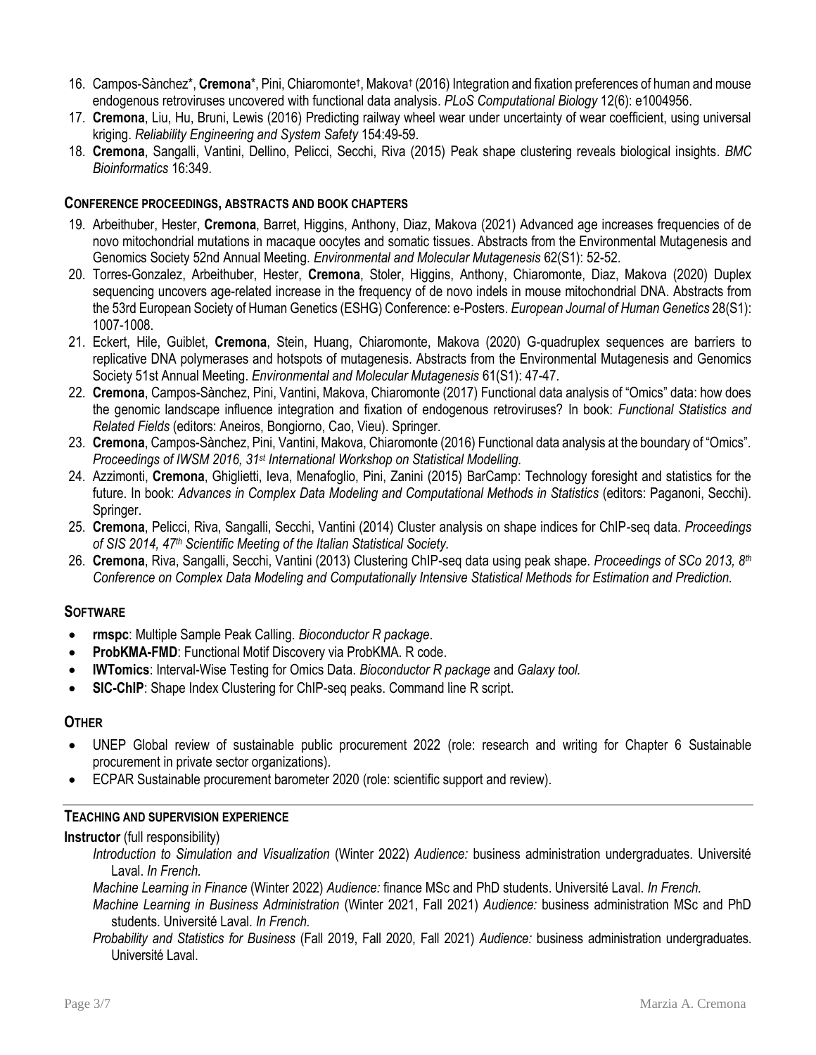16. Campos-Sànchez*, **Cremona***, Pini, Chiaromonte†, Makova† (2016) Integration and fixation preferences of human and mouse endogenous retroviruses uncovered with functional data analysis. *PLoS Computational Biology* 12(6): e1004956.
17. **Cremona**, Liu, Hu, Bruni, Lewis (2016) Predicting railway wheel wear under uncertainty of wear coefficient, using universal kriging. *Reliability Engineering and System Safety* 154:49-59.
18. **Cremona**, Sangalli, Vantini, Dellino, Pelicci, Secchi, Riva (2015) Peak shape clustering reveals biological insights. *BMC Bioinformatics* 16:349.

### CONFERENCE PROCEEDINGS, ABSTRACTS AND BOOK CHAPTERS

19. Arbeithuber, Hester, **Cremona**, Barret, Higgins, Anthony, Diaz, Makova (2021) Advanced age increases frequencies of de novo mitochondrial mutations in macaque oocytes and somatic tissues. Abstracts from the Environmental Mutagenesis and Genomics Society 52nd Annual Meeting. *Environmental and Molecular Mutagenesis* 62(S1): 52-52.
20. Torres-Gonzalez, Arbeithuber, Hester, **Cremona**, Stoler, Higgins, Anthony, Chiaromonte, Diaz, Makova (2020) Duplex sequencing uncovers age-related increase in the frequency of de novo indels in mouse mitochondrial DNA. Abstracts from the 53rd European Society of Human Genetics (ESHG) Conference: e-Posters. *European Journal of Human Genetics* 28(S1): 1007-1008.
21. Eckert, Hile, Guiblet, **Cremona**, Stein, Huang, Chiaromonte, Makova (2020) G-quadruplex sequences are barriers to replicative DNA polymerases and hotspots of mutagenesis. Abstracts from the Environmental Mutagenesis and Genomics Society 51st Annual Meeting. *Environmental and Molecular Mutagenesis* 61(S1): 47-47.
22. **Cremona**, Campos-Sànchez, Pini, Vantini, Makova, Chiaromonte (2017) Functional data analysis of "Omics" data: how does the genomic landscape influence integration and fixation of endogenous retroviruses? In book: *Functional Statistics and Related Fields* (editors: Aneiros, Bongiorno, Cao, Vieu). Springer.
23. **Cremona**, Campos-Sànchez, Pini, Vantini, Makova, Chiaromonte (2016) Functional data analysis at the boundary of "Omics". *Proceedings of IWSM 2016, 31st International Workshop on Statistical Modelling.*
24. Azzimonti, **Cremona**, Ghiglietti, Ieva, Menafoglio, Pini, Zanini (2015) BarCamp: Technology foresight and statistics for the future. In book: *Advances in Complex Data Modeling and Computational Methods in Statistics* (editors: Paganoni, Secchi). Springer.
25. **Cremona**, Pelicci, Riva, Sangalli, Secchi, Vantini (2014) Cluster analysis on shape indices for ChIP-seq data. *Proceedings of SIS 2014, 47th Scientific Meeting of the Italian Statistical Society.*
26. **Cremona**, Riva, Sangalli, Secchi, Vantini (2013) Clustering ChIP-seq data using peak shape. *Proceedings of SCo 2013, 8th Conference on Complex Data Modeling and Computationally Intensive Statistical Methods for Estimation and Prediction.*

## SOFTWARE

- **rmspc**: Multiple Sample Peak Calling. *Bioconductor R package*.
- **ProbKMA-FMD**: Functional Motif Discovery via ProbKMA. R code.
- **IWTomics**: Interval-Wise Testing for Omics Data. *Bioconductor R package* and *Galaxy tool.*
- **SIC-ChIP**: Shape Index Clustering for ChIP-seq peaks. Command line R script.

## OTHER

- UNEP Global review of sustainable public procurement 2022 (role: research and writing for Chapter 6 Sustainable procurement in private sector organizations).
- ECPAR Sustainable procurement barometer 2020 (role: scientific support and review).

---

## TEACHING AND SUPERVISION EXPERIENCE

**Instructor** (full responsibility)

*Introduction to Simulation and Visualization* (Winter 2022) *Audience:* business administration undergraduates. Université Laval. *In French.*

*Machine Learning in Finance* (Winter 2022) *Audience:* finance MSc and PhD students. Université Laval. *In French.*

*Machine Learning in Business Administration* (Winter 2021, Fall 2021) *Audience:* business administration MSc and PhD students. Université Laval. *In French.*

*Probability and Statistics for Business* (Fall 2019, Fall 2020, Fall 2021) *Audience:* business administration undergraduates. Université Laval.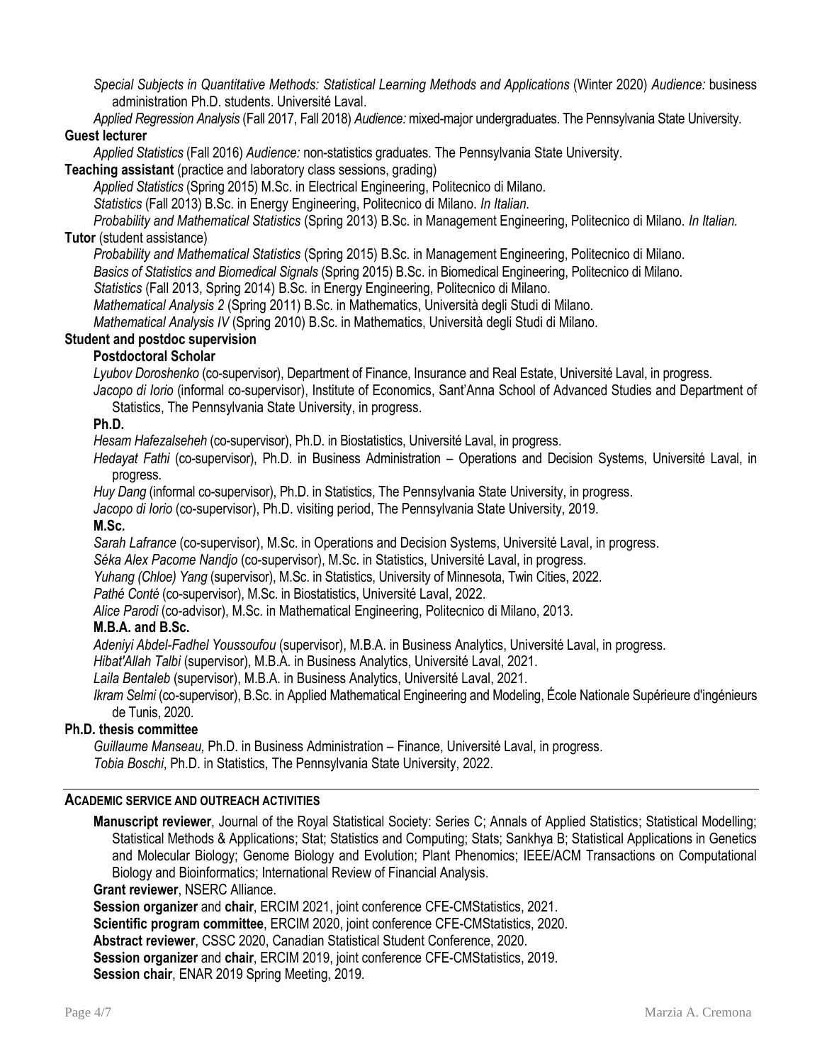*Special Subjects in Quantitative Methods: Statistical Learning Methods and Applications* (Winter 2020) *Audience:* business administration Ph.D. students. Université Laval.

*Applied Regression Analysis* (Fall 2017, Fall 2018) *Audience:* mixed-major undergraduates. The Pennsylvania State University.

**Guest lecturer**

*Applied Statistics* (Fall 2016) *Audience:* non-statistics graduates. The Pennsylvania State University.

**Teaching assistant** (practice and laboratory class sessions, grading)

*Applied Statistics* (Spring 2015) M.Sc. in Electrical Engineering, Politecnico di Milano.

*Statistics* (Fall 2013) B.Sc. in Energy Engineering, Politecnico di Milano. *In Italian.*

*Probability and Mathematical Statistics* (Spring 2013) B.Sc. in Management Engineering, Politecnico di Milano. *In Italian.*

**Tutor** (student assistance)

*Probability and Mathematical Statistics* (Spring 2015) B.Sc. in Management Engineering, Politecnico di Milano.

*Basics of Statistics and Biomedical Signals* (Spring 2015) B.Sc. in Biomedical Engineering, Politecnico di Milano.

*Statistics* (Fall 2013, Spring 2014) B.Sc. in Energy Engineering, Politecnico di Milano.

*Mathematical Analysis 2* (Spring 2011) B.Sc. in Mathematics, Università degli Studi di Milano.

*Mathematical Analysis IV* (Spring 2010) B.Sc. in Mathematics, Università degli Studi di Milano.

**Student and postdoc supervision**

**Postdoctoral Scholar**

*Lyubov Doroshenko* (co-supervisor), Department of Finance, Insurance and Real Estate, Université Laval, in progress.

*Jacopo di Iorio* (informal co-supervisor), Institute of Economics, Sant'Anna School of Advanced Studies and Department of Statistics, The Pennsylvania State University, in progress.

**Ph.D.**

*Hesam Hafezalseheh* (co-supervisor), Ph.D. in Biostatistics, Université Laval, in progress.

*Hedayat Fathi* (co-supervisor), Ph.D. in Business Administration – Operations and Decision Systems, Université Laval, in progress.

*Huy Dang* (informal co-supervisor), Ph.D. in Statistics, The Pennsylvania State University, in progress.

*Jacopo di Iorio* (co-supervisor), Ph.D. visiting period, The Pennsylvania State University, 2019.

**M.Sc.**

*Sarah Lafrance* (co-supervisor), M.Sc. in Operations and Decision Systems, Université Laval, in progress.

*Séka Alex Pacome Nandjo* (co-supervisor), M.Sc. in Statistics, Université Laval, in progress.

*Yuhang (Chloe) Yang* (supervisor), M.Sc. in Statistics, University of Minnesota, Twin Cities, 2022.

*Pathé Conté* (co-supervisor), M.Sc. in Biostatistics, Université Laval, 2022.

*Alice Parodi* (co-advisor), M.Sc. in Mathematical Engineering, Politecnico di Milano, 2013.

**M.B.A. and B.Sc.**

*Adeniyi Abdel-Fadhel Youssoufou* (supervisor), M.B.A. in Business Analytics, Université Laval, in progress.

*Hibat'Allah Talbi* (supervisor), M.B.A. in Business Analytics, Université Laval, 2021.

*Laila Bentaleb* (supervisor), M.B.A. in Business Analytics, Université Laval, 2021.

*Ikram Selmi* (co-supervisor), B.Sc. in Applied Mathematical Engineering and Modeling, École Nationale Supérieure d'ingénieurs de Tunis, 2020.

**Ph.D. thesis committee**

*Guillaume Manseau,* Ph.D. in Business Administration – Finance, Université Laval, in progress.

*Tobia Boschi*, Ph.D. in Statistics, The Pennsylvania State University, 2022.

## ACADEMIC SERVICE AND OUTREACH ACTIVITIES

**Manuscript reviewer**, Journal of the Royal Statistical Society: Series C; Annals of Applied Statistics; Statistical Modelling; Statistical Methods & Applications; Stat; Statistics and Computing; Stats; Sankhya B; Statistical Applications in Genetics and Molecular Biology; Genome Biology and Evolution; Plant Phenomics; IEEE/ACM Transactions on Computational Biology and Bioinformatics; International Review of Financial Analysis.

**Grant reviewer**, NSERC Alliance.

**Session organizer** and **chair**, ERCIM 2021, joint conference CFE-CMStatistics, 2021.

**Scientific program committee**, ERCIM 2020, joint conference CFE-CMStatistics, 2020.

**Abstract reviewer**, CSSC 2020, Canadian Statistical Student Conference, 2020.

**Session organizer** and **chair**, ERCIM 2019, joint conference CFE-CMStatistics, 2019.

**Session chair**, ENAR 2019 Spring Meeting, 2019.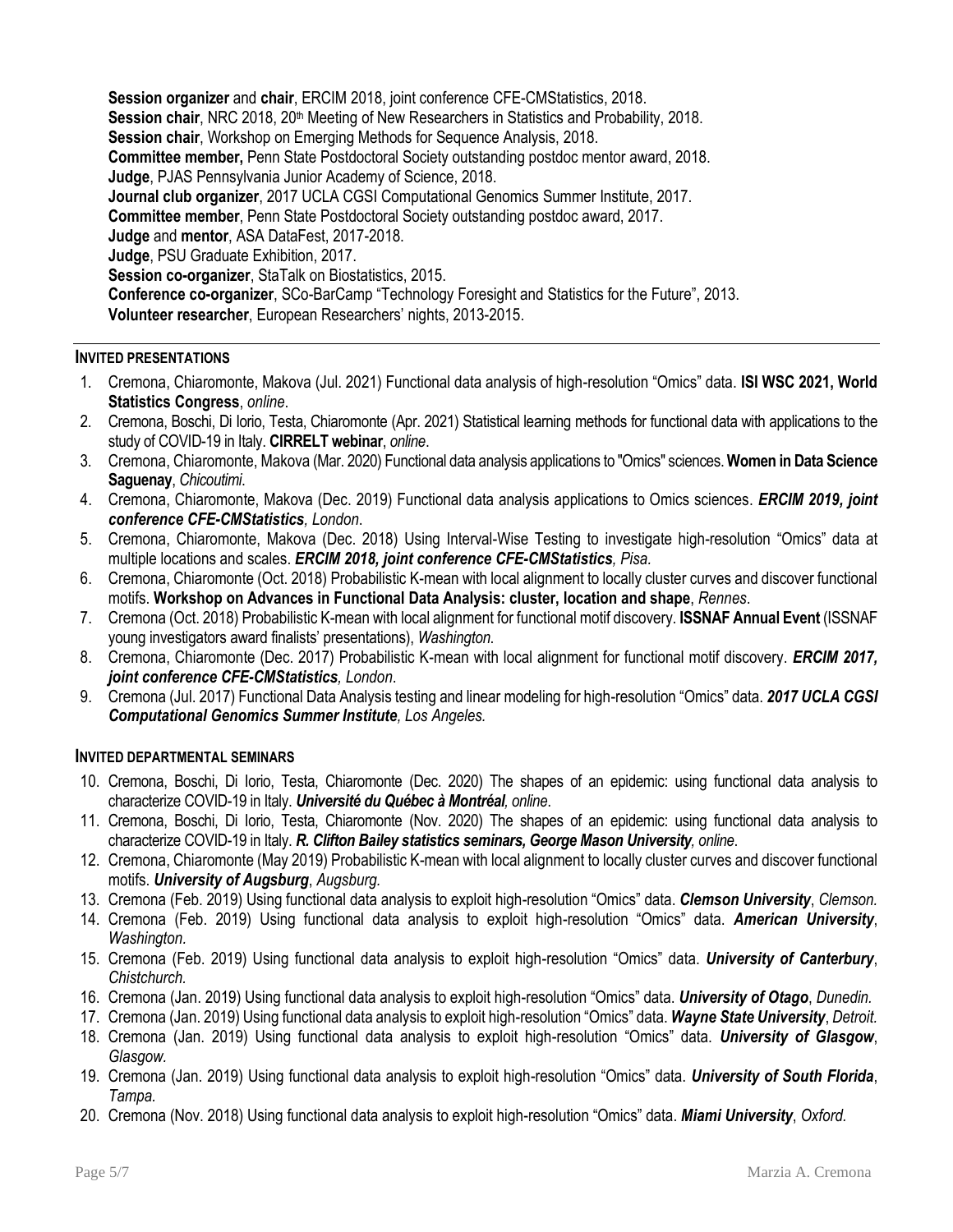**Session organizer** and **chair**, ERCIM 2018, joint conference CFE-CMStatistics, 2018.
**Session chair**, NRC 2018, 20th Meeting of New Researchers in Statistics and Probability, 2018.
**Session chair**, Workshop on Emerging Methods for Sequence Analysis, 2018.
**Committee member,** Penn State Postdoctoral Society outstanding postdoc mentor award, 2018.
**Judge**, PJAS Pennsylvania Junior Academy of Science, 2018.
**Journal club organizer**, 2017 UCLA CGSI Computational Genomics Summer Institute, 2017.
**Committee member**, Penn State Postdoctoral Society outstanding postdoc award, 2017.
**Judge** and **mentor**, ASA DataFest, 2017-2018.
**Judge**, PSU Graduate Exhibition, 2017.
**Session co-organizer**, StaTalk on Biostatistics, 2015.
**Conference co-organizer**, SCo-BarCamp "Technology Foresight and Statistics for the Future", 2013.
**Volunteer researcher**, European Researchers' nights, 2013-2015.

## INVITED PRESENTATIONS

1. Cremona, Chiaromonte, Makova (Jul. 2021) Functional data analysis of high-resolution "Omics" data. **ISI WSC 2021, World Statistics Congress**, *online*.
2. Cremona, Boschi, Di Iorio, Testa, Chiaromonte (Apr. 2021) Statistical learning methods for functional data with applications to the study of COVID-19 in Italy. **CIRRELT webinar**, *online*.
3. Cremona, Chiaromonte, Makova (Mar. 2020) Functional data analysis applications to "Omics" sciences. **Women in Data Science Saguenay**, *Chicoutimi*.
4. Cremona, Chiaromonte, Makova (Dec. 2019) Functional data analysis applications to Omics sciences. ***ERCIM 2019, joint conference CFE-CMStatistics****, London*.
5. Cremona, Chiaromonte, Makova (Dec. 2018) Using Interval-Wise Testing to investigate high-resolution "Omics" data at multiple locations and scales. ***ERCIM 2018, joint conference CFE-CMStatistics****, Pisa.*
6. Cremona, Chiaromonte (Oct. 2018) Probabilistic K-mean with local alignment to locally cluster curves and discover functional motifs. **Workshop on Advances in Functional Data Analysis: cluster, location and shape**, *Rennes*.
7. Cremona (Oct. 2018) Probabilistic K-mean with local alignment for functional motif discovery. **ISSNAF Annual Event** (ISSNAF young investigators award finalists' presentations), *Washington.*
8. Cremona, Chiaromonte (Dec. 2017) Probabilistic K-mean with local alignment for functional motif discovery. ***ERCIM 2017, joint conference CFE-CMStatistics****, London*.
9. Cremona (Jul. 2017) Functional Data Analysis testing and linear modeling for high-resolution "Omics" data. ***2017 UCLA CGSI Computational Genomics Summer Institute****, Los Angeles.*

## INVITED DEPARTMENTAL SEMINARS

10. Cremona, Boschi, Di Iorio, Testa, Chiaromonte (Dec. 2020) The shapes of an epidemic: using functional data analysis to characterize COVID-19 in Italy. ***Université du Québec à Montréal****, online*.
11. Cremona, Boschi, Di Iorio, Testa, Chiaromonte (Nov. 2020) The shapes of an epidemic: using functional data analysis to characterize COVID-19 in Italy. ***R. Clifton Bailey statistics seminars, George Mason University***, *online*.
12. Cremona, Chiaromonte (May 2019) Probabilistic K-mean with local alignment to locally cluster curves and discover functional motifs. ***University of Augsburg***, *Augsburg.*
13. Cremona (Feb. 2019) Using functional data analysis to exploit high-resolution "Omics" data. ***Clemson University***, *Clemson.*
14. Cremona (Feb. 2019) Using functional data analysis to exploit high-resolution "Omics" data. ***American University***, *Washington.*
15. Cremona (Feb. 2019) Using functional data analysis to exploit high-resolution "Omics" data. ***University of Canterbury***, *Chistchurch.*
16. Cremona (Jan. 2019) Using functional data analysis to exploit high-resolution "Omics" data. ***University of Otago***, *Dunedin.*
17. Cremona (Jan. 2019) Using functional data analysis to exploit high-resolution "Omics" data. ***Wayne State University***, *Detroit.*
18. Cremona (Jan. 2019) Using functional data analysis to exploit high-resolution "Omics" data. ***University of Glasgow***, *Glasgow.*
19. Cremona (Jan. 2019) Using functional data analysis to exploit high-resolution "Omics" data. ***University of South Florida***, *Tampa.*
20. Cremona (Nov. 2018) Using functional data analysis to exploit high-resolution "Omics" data. ***Miami University***, *Oxford.*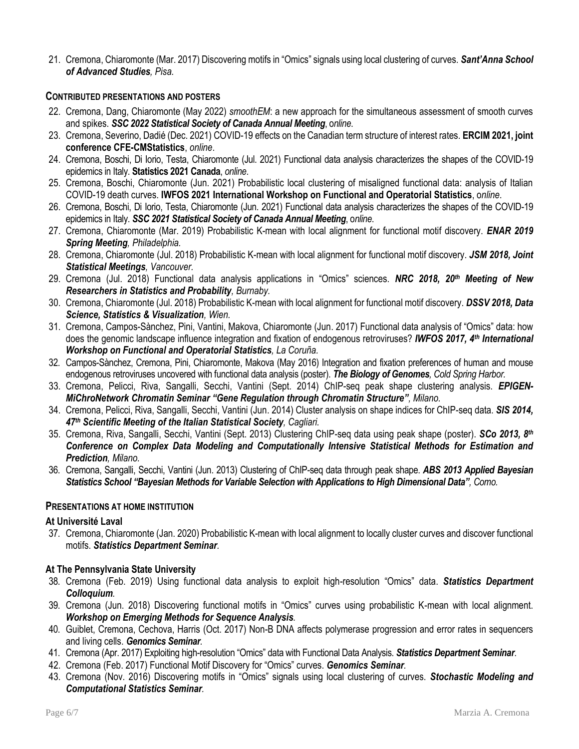21. Cremona, Chiaromonte (Mar. 2017) Discovering motifs in "Omics" signals using local clustering of curves. ***Sant'Anna School of Advanced Studies**, Pisa.*

## CONTRIBUTED PRESENTATIONS AND POSTERS

22. Cremona, Dang, Chiaromonte (May 2022) *smoothEM*: a new approach for the simultaneous assessment of smooth curves and spikes. ***SSC 2022 Statistical Society of Canada Annual Meeting***, *online*.
23. Cremona, Severino, Dadié (Dec. 2021) COVID-19 effects on the Canadian term structure of interest rates. **ERCIM 2021, joint conference CFE-CMStatistics**, *online*.
24. Cremona, Boschi, Di Iorio, Testa, Chiaromonte (Jul. 2021) Functional data analysis characterizes the shapes of the COVID-19 epidemics in Italy. **Statistics 2021 Canada**, *online*.
25. Cremona, Boschi, Chiaromonte (Jun. 2021) Probabilistic local clustering of misaligned functional data: analysis of Italian COVID-19 death curves. **IWFOS 2021 International Workshop on Functional and Operatorial Statistics**, *online*.
26. Cremona, Boschi, Di Iorio, Testa, Chiaromonte (Jun. 2021) Functional data analysis characterizes the shapes of the COVID-19 epidemics in Italy. ***SSC 2021 Statistical Society of Canada Annual Meeting***, *online*.
27. Cremona, Chiaromonte (Mar. 2019) Probabilistic K-mean with local alignment for functional motif discovery. ***ENAR 2019 Spring Meeting**, Philadelphia.*
28. Cremona, Chiaromonte (Jul. 2018) Probabilistic K-mean with local alignment for functional motif discovery. ***JSM 2018, Joint Statistical Meetings**, Vancouver.*
29. Cremona (Jul. 2018) Functional data analysis applications in "Omics" sciences. ***NRC 2018, 20th Meeting of New Researchers in Statistics and Probability**, Burnaby.*
30. Cremona, Chiaromonte (Jul. 2018) Probabilistic K-mean with local alignment for functional motif discovery. ***DSSV 2018, Data Science, Statistics & Visualization**, Wien.*
31. Cremona, Campos-Sànchez, Pini, Vantini, Makova, Chiaromonte (Jun. 2017) Functional data analysis of "Omics" data: how does the genomic landscape influence integration and fixation of endogenous retroviruses? ***IWFOS 2017, 4th International Workshop on Functional and Operatorial Statistics**, La Coruña.*
32. Campos-Sànchez, Cremona, Pini, Chiaromonte, Makova (May 2016) Integration and fixation preferences of human and mouse endogenous retroviruses uncovered with functional data analysis (poster). ***The Biology of Genomes**, Cold Spring Harbor.*
33. Cremona, Pelicci, Riva, Sangalli, Secchi, Vantini (Sept. 2014) ChIP-seq peak shape clustering analysis. ***EPIGEN-MiChroNetwork Chromatin Seminar "Gene Regulation through Chromatin Structure"**, Milano.*
34. Cremona, Pelicci, Riva, Sangalli, Secchi, Vantini (Jun. 2014) Cluster analysis on shape indices for ChIP-seq data. ***SIS 2014, 47th Scientific Meeting of the Italian Statistical Society**, Cagliari.*
35. Cremona, Riva, Sangalli, Secchi, Vantini (Sept. 2013) Clustering ChIP-seq data using peak shape (poster). ***SCo 2013, 8th Conference on Complex Data Modeling and Computationally Intensive Statistical Methods for Estimation and Prediction**, Milano.*
36. Cremona, Sangalli, Secchi, Vantini (Jun. 2013) Clustering of ChIP-seq data through peak shape. ***ABS 2013 Applied Bayesian Statistics School "Bayesian Methods for Variable Selection with Applications to High Dimensional Data"**, Como.*

## PRESENTATIONS AT HOME INSTITUTION

### At Université Laval

37. Cremona, Chiaromonte (Jan. 2020) Probabilistic K-mean with local alignment to locally cluster curves and discover functional motifs. ***Statistics Department Seminar***.

### At The Pennsylvania State University

38. Cremona (Feb. 2019) Using functional data analysis to exploit high-resolution "Omics" data. ***Statistics Department Colloquium**.*
39. Cremona (Jun. 2018) Discovering functional motifs in "Omics" curves using probabilistic K-mean with local alignment. ***Workshop on Emerging Methods for Sequence Analysis**.*
40. Guiblet, Cremona, Cechova, Harris (Oct. 2017) Non-B DNA affects polymerase progression and error rates in sequencers and living cells. ***Genomics Seminar***.
41. Cremona (Apr. 2017) Exploiting high-resolution "Omics" data with Functional Data Analysis. ***Statistics Department Seminar***.
42. Cremona (Feb. 2017) Functional Motif Discovery for "Omics" curves. ***Genomics Seminar***.
43. Cremona (Nov. 2016) Discovering motifs in "Omics" signals using local clustering of curves. ***Stochastic Modeling and Computational Statistics Seminar**.*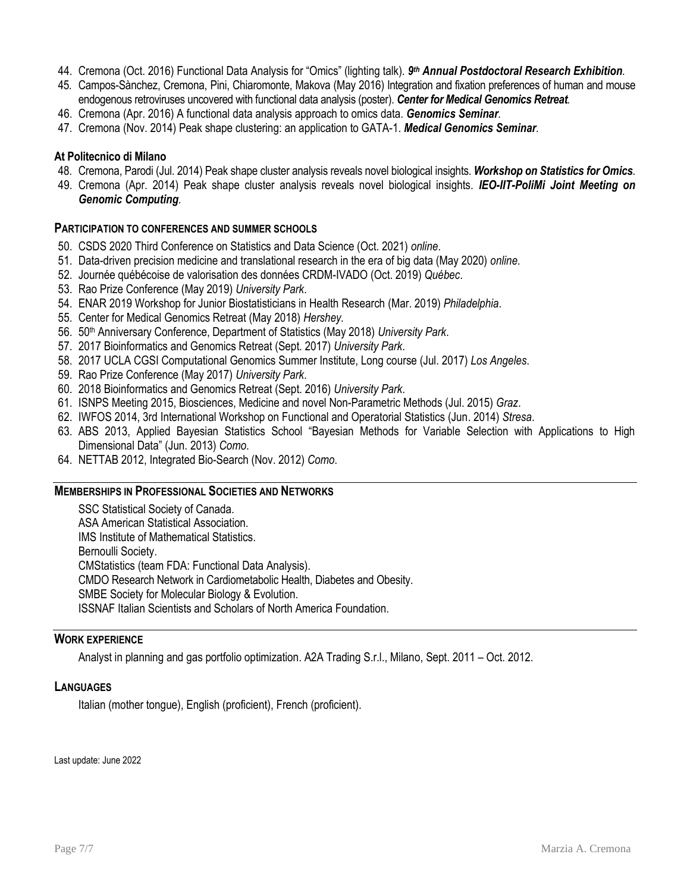44. Cremona (Oct. 2016) Functional Data Analysis for "Omics" (lighting talk). ***9th Annual Postdoctoral Research Exhibition***.
45. Campos-Sànchez, Cremona, Pini, Chiaromonte, Makova (May 2016) Integration and fixation preferences of human and mouse endogenous retroviruses uncovered with functional data analysis (poster). ***Center for Medical Genomics Retreat***.
46. Cremona (Apr. 2016) A functional data analysis approach to omics data. ***Genomics Seminar***.
47. Cremona (Nov. 2014) Peak shape clustering: an application to GATA-1. ***Medical Genomics Seminar***.

#### At Politecnico di Milano

48. Cremona, Parodi (Jul. 2014) Peak shape cluster analysis reveals novel biological insights. ***Workshop on Statistics for Omics***.
49. Cremona (Apr. 2014) Peak shape cluster analysis reveals novel biological insights. ***IEO-IIT-PoliMi Joint Meeting on Genomic Computing***.

### Participation to conferences and summer schools

50. CSDS 2020 Third Conference on Statistics and Data Science (Oct. 2021) *online*.
51. Data-driven precision medicine and translational research in the era of big data (May 2020) *online*.
52. Journée québécoise de valorisation des données CRDM-IVADO (Oct. 2019) *Québec*.
53. Rao Prize Conference (May 2019) *University Park*.
54. ENAR 2019 Workshop for Junior Biostatisticians in Health Research (Mar. 2019) *Philadelphia*.
55. Center for Medical Genomics Retreat (May 2018) *Hershey*.
56. 50th Anniversary Conference, Department of Statistics (May 2018) *University Park*.
57. 2017 Bioinformatics and Genomics Retreat (Sept. 2017) *University Park*.
58. 2017 UCLA CGSI Computational Genomics Summer Institute, Long course (Jul. 2017) *Los Angeles*.
59. Rao Prize Conference (May 2017) *University Park*.
60. 2018 Bioinformatics and Genomics Retreat (Sept. 2016) *University Park*.
61. ISNPS Meeting 2015, Biosciences, Medicine and novel Non-Parametric Methods (Jul. 2015) *Graz*.
62. IWFOS 2014, 3rd International Workshop on Functional and Operatorial Statistics (Jun. 2014) *Stresa*.
63. ABS 2013, Applied Bayesian Statistics School "Bayesian Methods for Variable Selection with Applications to High Dimensional Data" (Jun. 2013) *Como*.
64. NETTAB 2012, Integrated Bio-Search (Nov. 2012) *Como*.

## Memberships in Professional Societies and Networks

SSC Statistical Society of Canada.
ASA American Statistical Association.
IMS Institute of Mathematical Statistics.
Bernoulli Society.
CMStatistics (team FDA: Functional Data Analysis).
CMDO Research Network in Cardiometabolic Health, Diabetes and Obesity.
SMBE Society for Molecular Biology & Evolution.
ISSNAF Italian Scientists and Scholars of North America Foundation.

## Work experience

Analyst in planning and gas portfolio optimization. A2A Trading S.r.l., Milano, Sept. 2011 – Oct. 2012.

## Languages

Italian (mother tongue), English (proficient), French (proficient).

Last update: June 2022